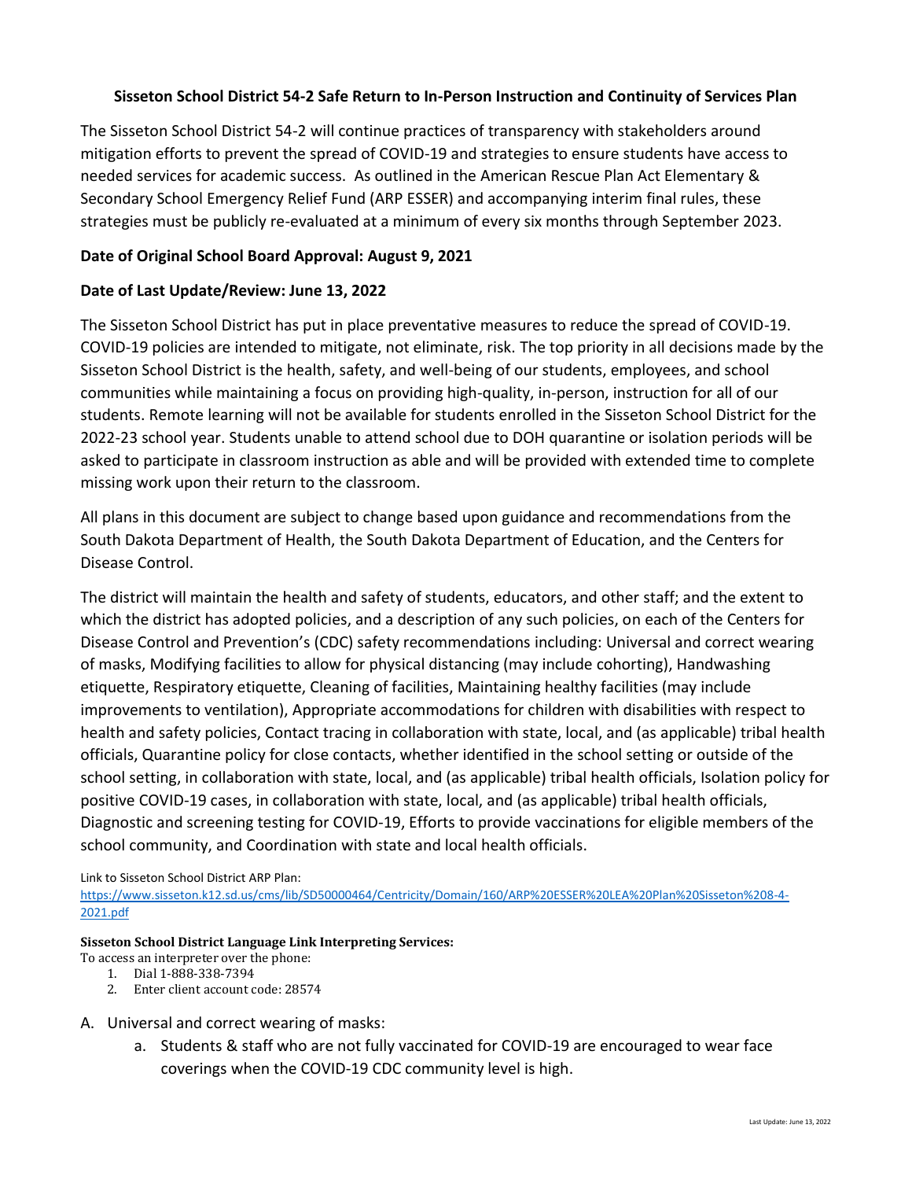**Sisseton School District 54-2 Safe Return to In-Person Instruction and Continuity of Services Plan**

The Sisseton School District 54-2 will continue practices of transparency with stakeholders around mitigation efforts to prevent the spread of COVID-19 and strategies to ensure students have access to needed services for academic success. As outlined in the American Rescue Plan Act Elementary & Secondary School Emergency Relief Fund (ARP ESSER) and accompanying interim final rules, these strategies must be publicly re-evaluated at a minimum of every six months through September 2023.

**Date of Original School Board Approval: August 9, 2021**

**Date of Last Update/Review: June 13, 2022**

The Sisseton School District has put in place preventative measures to reduce the spread of COVID-19. COVID-19 policies are intended to mitigate, not eliminate, risk. The top priority in all decisions made by the Sisseton School District is the health, safety, and well-being of our students, employees, and school communities while maintaining a focus on providing high-quality, in-person, instruction for all of our students. Remote learning will not be available for students enrolled in the Sisseton School District for the 2022-23 school year. Students unable to attend school due to DOH quarantine or isolation periods will be asked to participate in classroom instruction as able and will be provided with extended time to complete missing work upon their return to the classroom.

All plans in this document are subject to change based upon guidance and recommendations from the South Dakota Department of Health, the South Dakota Department of Education, and the Centers for Disease Control.

The district will maintain the health and safety of students, educators, and other staff; and the extent to which the district has adopted policies, and a description of any such policies, on each of the Centers for Disease Control and Prevention's (CDC) safety recommendations including: Universal and correct wearing of masks, Modifying facilities to allow for physical distancing (may include cohorting), Handwashing etiquette, Respiratory etiquette, Cleaning of facilities, Maintaining healthy facilities (may include improvements to ventilation), Appropriate accommodations for children with disabilities with respect to health and safety policies, Contact tracing in collaboration with state, local, and (as applicable) tribal health officials, Quarantine policy for close contacts, whether identified in the school setting or outside of the school setting, in collaboration with state, local, and (as applicable) tribal health officials, Isolation policy for positive COVID-19 cases, in collaboration with state, local, and (as applicable) tribal health officials, Diagnostic and screening testing for COVID-19, Efforts to provide vaccinations for eligible members of the school community, and Coordination with state and local health officials.

Link to Sisseton School District ARP Plan:
https://www.sisseton.k12.sd.us/cms/lib/SD50000464/Centricity/Domain/160/ARP%20ESSER%20LEA%20Plan%20Sisseton%208-4-2021.pdf

**Sisseton School District Language Link Interpreting Services:**

To access an interpreter over the phone:

1. Dial 1-888-338-7394
2. Enter client account code: 28574

A. Universal and correct wearing of masks:
   a. Students & staff who are not fully vaccinated for COVID-19 are encouraged to wear face coverings when the COVID-19 CDC community level is high.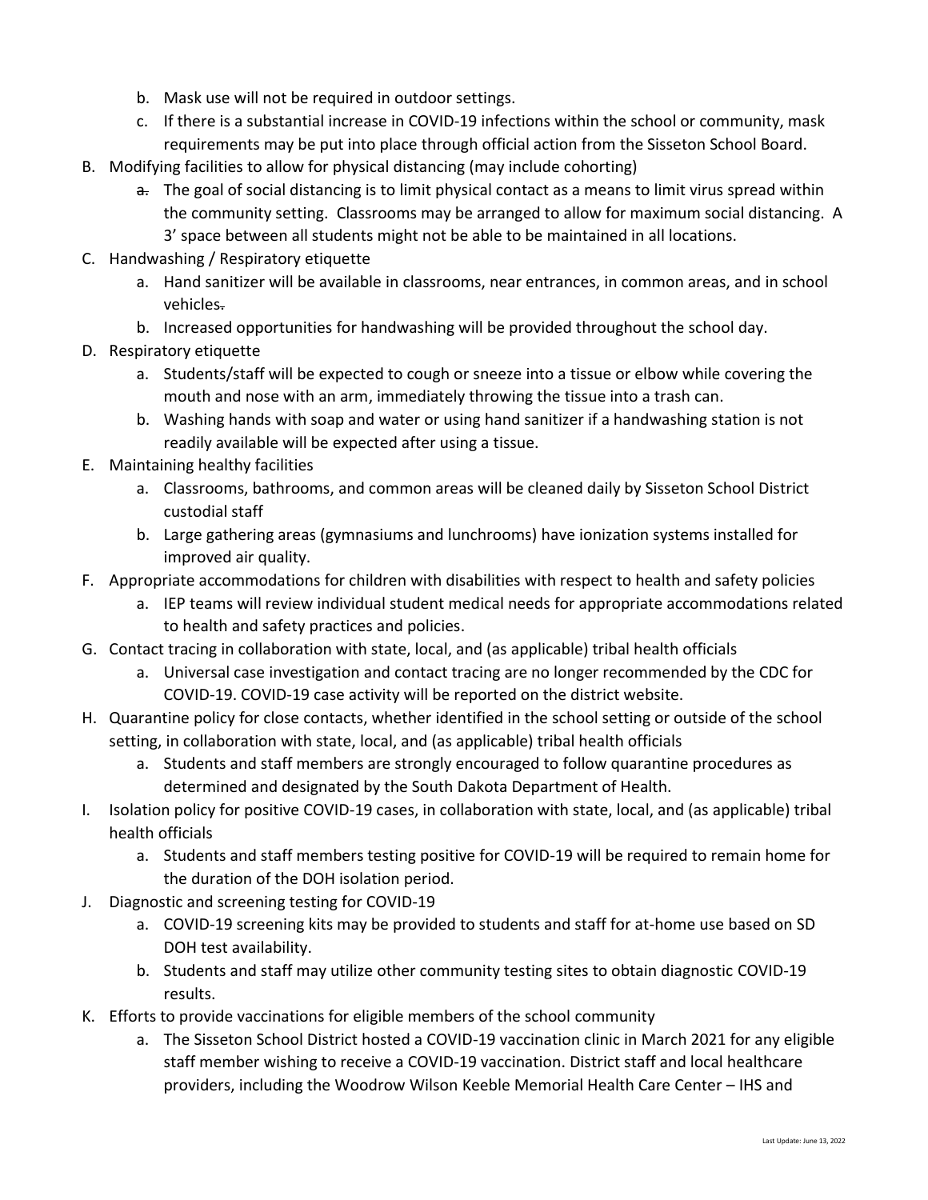b. Mask use will not be required in outdoor settings.
   c. If there is a substantial increase in COVID-19 infections within the school or community, mask requirements may be put into place through official action from the Sisseton School Board.

B. Modifying facilities to allow for physical distancing (may include cohorting)
   a. The goal of social distancing is to limit physical contact as a means to limit virus spread within the community setting. Classrooms may be arranged to allow for maximum social distancing. A 3' space between all students might not be able to be maintained in all locations.

C. Handwashing / Respiratory etiquette
   a. Hand sanitizer will be available in classrooms, near entrances, in common areas, and in school vehicles.
   b. Increased opportunities for handwashing will be provided throughout the school day.

D. Respiratory etiquette
   a. Students/staff will be expected to cough or sneeze into a tissue or elbow while covering the mouth and nose with an arm, immediately throwing the tissue into a trash can.
   b. Washing hands with soap and water or using hand sanitizer if a handwashing station is not readily available will be expected after using a tissue.

E. Maintaining healthy facilities
   a. Classrooms, bathrooms, and common areas will be cleaned daily by Sisseton School District custodial staff
   b. Large gathering areas (gymnasiums and lunchrooms) have ionization systems installed for improved air quality.

F. Appropriate accommodations for children with disabilities with respect to health and safety policies
   a. IEP teams will review individual student medical needs for appropriate accommodations related to health and safety practices and policies.

G. Contact tracing in collaboration with state, local, and (as applicable) tribal health officials
   a. Universal case investigation and contact tracing are no longer recommended by the CDC for COVID-19. COVID-19 case activity will be reported on the district website.

H. Quarantine policy for close contacts, whether identified in the school setting or outside of the school setting, in collaboration with state, local, and (as applicable) tribal health officials
   a. Students and staff members are strongly encouraged to follow quarantine procedures as determined and designated by the South Dakota Department of Health.

I. Isolation policy for positive COVID-19 cases, in collaboration with state, local, and (as applicable) tribal health officials
   a. Students and staff members testing positive for COVID-19 will be required to remain home for the duration of the DOH isolation period.

J. Diagnostic and screening testing for COVID-19
   a. COVID-19 screening kits may be provided to students and staff for at-home use based on SD DOH test availability.
   b. Students and staff may utilize other community testing sites to obtain diagnostic COVID-19 results.

K. Efforts to provide vaccinations for eligible members of the school community
   a. The Sisseton School District hosted a COVID-19 vaccination clinic in March 2021 for any eligible staff member wishing to receive a COVID-19 vaccination. District staff and local healthcare providers, including the Woodrow Wilson Keeble Memorial Health Care Center – IHS and

Last Update: June 13, 2022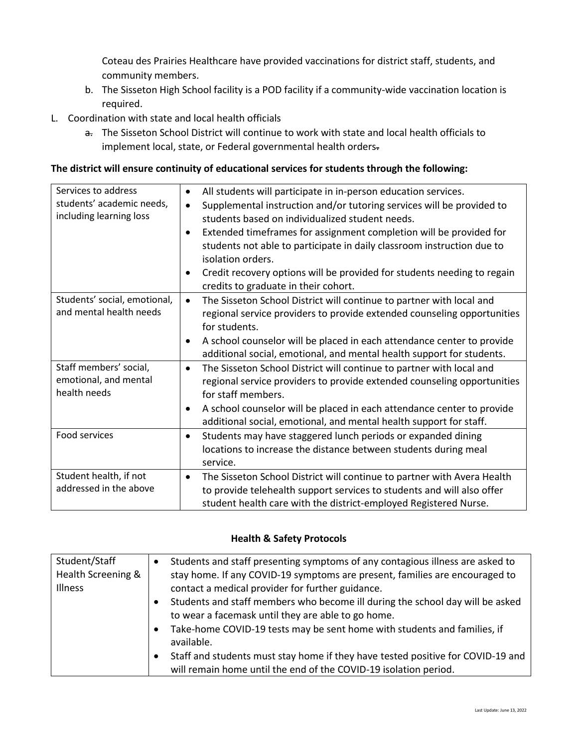Coteau des Prairies Healthcare have provided vaccinations for district staff, students, and community members.

   b. The Sisseton High School facility is a POD facility if a community-wide vaccination location is required.

L. Coordination with state and local health officials

   a. The Sisseton School District will continue to work with state and local health officials to implement local, state, or Federal governmental health orders.

**The district will ensure continuity of educational services for students through the following:**

| | |
|---|---|
| Services to address students' academic needs, including learning loss | • All students will participate in in-person education services.<br>• Supplemental instruction and/or tutoring services will be provided to students based on individualized student needs.<br>• Extended timeframes for assignment completion will be provided for students not able to participate in daily classroom instruction due to isolation orders.<br>• Credit recovery options will be provided for students needing to regain credits to graduate in their cohort. |
| Students' social, emotional, and mental health needs | • The Sisseton School District will continue to partner with local and regional service providers to provide extended counseling opportunities for students.<br>• A school counselor will be placed in each attendance center to provide additional social, emotional, and mental health support for students. |
| Staff members' social, emotional, and mental health needs | • The Sisseton School District will continue to partner with local and regional service providers to provide extended counseling opportunities for staff members.<br>• A school counselor will be placed in each attendance center to provide additional social, emotional, and mental health support for staff. |
| Food services | • Students may have staggered lunch periods or expanded dining locations to increase the distance between students during meal service. |
| Student health, if not addressed in the above | • The Sisseton School District will continue to partner with Avera Health to provide telehealth support services to students and will also offer student health care with the district-employed Registered Nurse. |

**Health & Safety Protocols**

| | |
|---|---|
| Student/Staff Health Screening & Illness | • Students and staff presenting symptoms of any contagious illness are asked to stay home. If any COVID-19 symptoms are present, families are encouraged to contact a medical provider for further guidance.<br>• Students and staff members who become ill during the school day will be asked to wear a facemask until they are able to go home.<br>• Take-home COVID-19 tests may be sent home with students and families, if available.<br>• Staff and students must stay home if they have tested positive for COVID-19 and will remain home until the end of the COVID-19 isolation period. |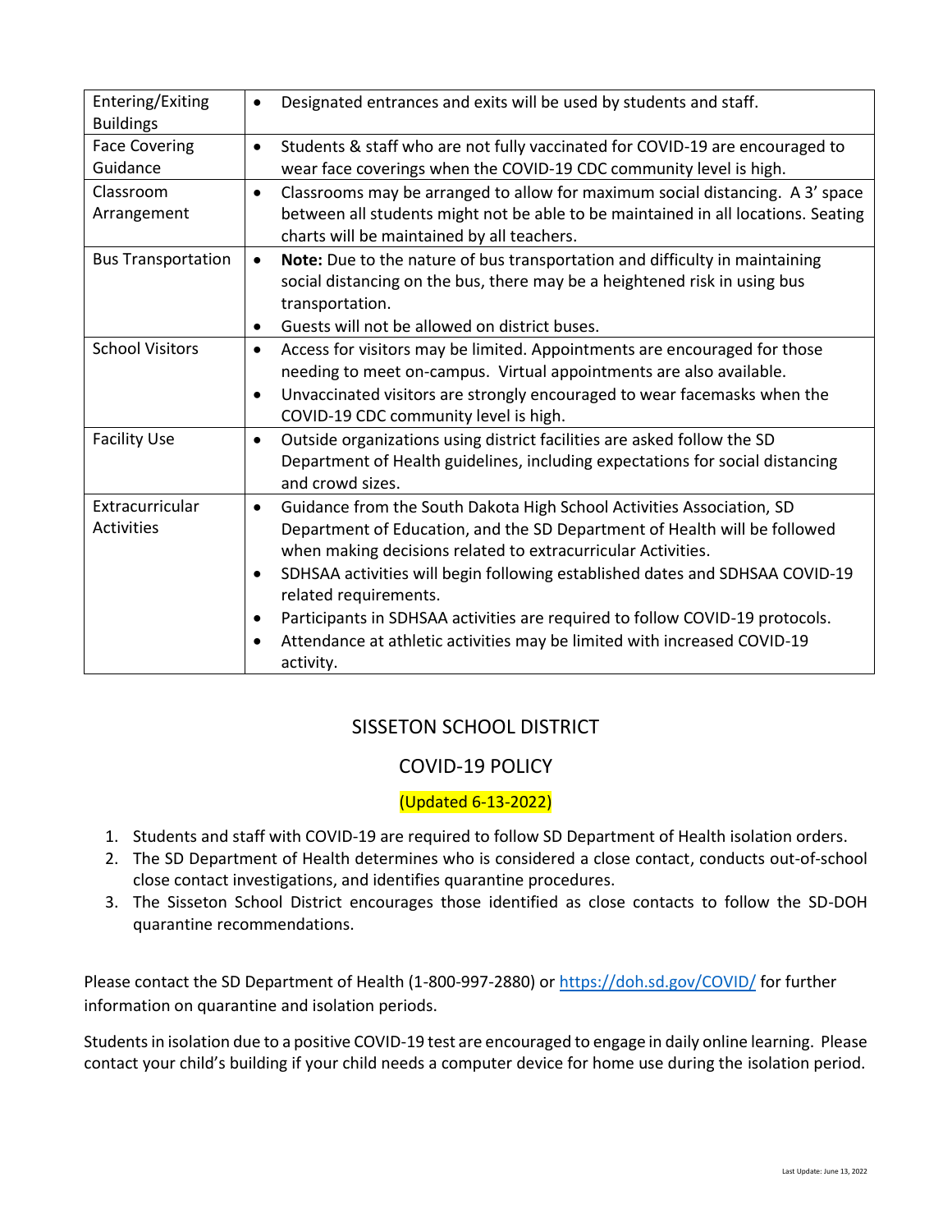| | |
|---|---|
| Entering/Exiting Buildings | • Designated entrances and exits will be used by students and staff. |
| Face Covering Guidance | • Students & staff who are not fully vaccinated for COVID-19 are encouraged to wear face coverings when the COVID-19 CDC community level is high. |
| Classroom Arrangement | • Classrooms may be arranged to allow for maximum social distancing. A 3' space between all students might not be able to be maintained in all locations. Seating charts will be maintained by all teachers. |
| Bus Transportation | • **Note:** Due to the nature of bus transportation and difficulty in maintaining social distancing on the bus, there may be a heightened risk in using bus transportation.<br>• Guests will not be allowed on district buses. |
| School Visitors | • Access for visitors may be limited. Appointments are encouraged for those needing to meet on-campus. Virtual appointments are also available.<br>• Unvaccinated visitors are strongly encouraged to wear facemasks when the COVID-19 CDC community level is high. |
| Facility Use | • Outside organizations using district facilities are asked follow the SD Department of Health guidelines, including expectations for social distancing and crowd sizes. |
| Extracurricular Activities | • Guidance from the South Dakota High School Activities Association, SD Department of Education, and the SD Department of Health will be followed when making decisions related to extracurricular Activities.<br>• SDHSAA activities will begin following established dates and SDHSAA COVID-19 related requirements.<br>• Participants in SDHSAA activities are required to follow COVID-19 protocols.<br>• Attendance at athletic activities may be limited with increased COVID-19 activity. |

## SISSETON SCHOOL DISTRICT

## COVID-19 POLICY

(Updated 6-13-2022)

1. Students and staff with COVID-19 are required to follow SD Department of Health isolation orders.
2. The SD Department of Health determines who is considered a close contact, conducts out-of-school close contact investigations, and identifies quarantine procedures.
3. The Sisseton School District encourages those identified as close contacts to follow the SD-DOH quarantine recommendations.

Please contact the SD Department of Health (1-800-997-2880) or https://doh.sd.gov/COVID/ for further information on quarantine and isolation periods.

Students in isolation due to a positive COVID-19 test are encouraged to engage in daily online learning. Please contact your child's building if your child needs a computer device for home use during the isolation period.